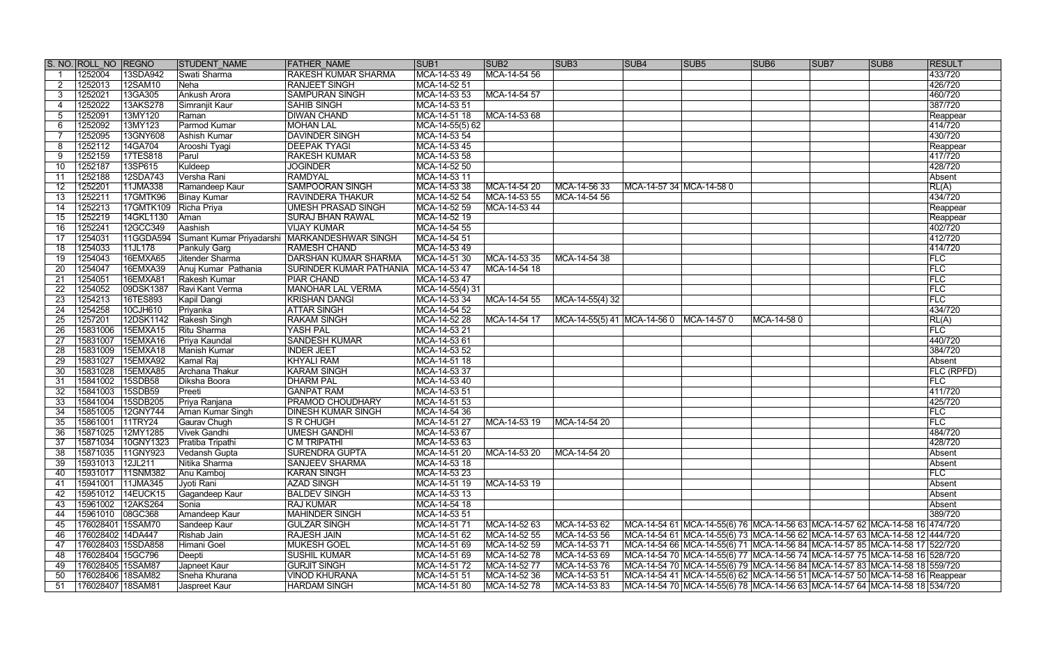| S. NO. | ROLL_NO | REGNO | STUDENT_NAME | FATHER_NAME | SUB1 | SUB2 | SUB3 | SUB4 | SUB5 | SUB6 | SUB7 | SUB8 | RESULT |
|---|---|---|---|---|---|---|---|---|---|---|---|---|---|
| 1 | 1252004 | 13SDA942 | Swati Sharma | RAKESH KUMAR SHARMA | MCA-14-53 49 | MCA-14-54 56 | | | | | | | 433/720 |
| 2 | 1252013 | 12SAM10 | Neha | RANJEET SINGH | MCA-14-52 51 | | | | | | | | 426/720 |
| 3 | 1252021 | 13GA305 | Ankush Arora | SAMPURAN SINGH | MCA-14-53 53 | MCA-14-54 57 | | | | | | | 460/720 |
| 4 | 1252022 | 13AKS278 | Simranjit Kaur | SAHIB SINGH | MCA-14-53 51 | | | | | | | | 387/720 |
| 5 | 1252091 | 13MY120 | Raman | DIWAN CHAND | MCA-14-51 18 | MCA-14-53 68 | | | | | | | Reappear |
| 6 | 1252092 | 13MY123 | Parmod Kumar | MOHAN LAL | MCA-14-55(5) 62 | | | | | | | | 414/720 |
| 7 | 1252095 | 13GNY608 | Ashish Kumar | DAVINDER SINGH | MCA-14-53 54 | | | | | | | | 430/720 |
| 8 | 1252112 | 14GA704 | Arooshi Tyagi | DEEPAK TYAGI | MCA-14-53 45 | | | | | | | | Reappear |
| 9 | 1252159 | 17TES818 | Parul | RAKESH KUMAR | MCA-14-53 58 | | | | | | | | 417/720 |
| 10 | 1252187 | 13SP615 | Kuldeep | JOGINDER | MCA-14-52 50 | | | | | | | | 428/720 |
| 11 | 1252188 | 12SDA743 | Versha Rani | RAMDYAL | MCA-14-53 11 | | | | | | | | Absent |
| 12 | 1252201 | 11JMA338 | Ramandeep Kaur | SAMPOORAN SINGH | MCA-14-53 38 | MCA-14-54 20 | MCA-14-56 33 | MCA-14-57 34 | MCA-14-58 0 | | | | RL(A) |
| 13 | 1252211 | 17GMTK96 | Binay Kumar | RAVINDERA THAKUR | MCA-14-52 54 | MCA-14-53 55 | MCA-14-54 56 | | | | | | 434/720 |
| 14 | 1252213 | 17GMTK109 | Richa Priya | UMESH PRASAD SINGH | MCA-14-52 59 | MCA-14-53 44 | | | | | | | Reappear |
| 15 | 1252219 | 14GKL1130 | Aman | SURAJ BHAN RAWAL | MCA-14-52 19 | | | | | | | | Reappear |
| 16 | 1252241 | 12GCC349 | Aashish | VIJAY KUMAR | MCA-14-54 55 | | | | | | | | 402/720 |
| 17 | 1254031 | 11GGDA594 | Sumant Kumar Priyadarshi | MARKANDESHWAR SINGH | MCA-14-54 51 | | | | | | | | 412/720 |
| 18 | 1254033 | 11JL178 | Pankuly Garg | RAMESH CHAND | MCA-14-53 49 | | | | | | | | 414/720 |
| 19 | 1254043 | 16EMXA65 | Jitender Sharma | DARSHAN KUMAR SHARMA | MCA-14-51 30 | MCA-14-53 35 | MCA-14-54 38 | | | | | | FLC |
| 20 | 1254047 | 16EMXA39 | Anuj Kumar Pathania | SURINDER KUMAR PATHANIA | MCA-14-53 47 | MCA-14-54 18 | | | | | | | FLC |
| 21 | 1254051 | 16EMXA81 | Rakesh Kumar | PIAR CHAND | MCA-14-53 47 | | | | | | | | FLC |
| 22 | 1254052 | 09DSK1387 | Ravi Kant Verma | MANOHAR LAL VERMA | MCA-14-55(4) 31 | | | | | | | | FLC |
| 23 | 1254213 | 16TES893 | Kapil Dangi | KRISHAN DANGI | MCA-14-53 34 | MCA-14-54 55 | MCA-14-55(4) 32 | | | | | | FLC |
| 24 | 1254258 | 10CJH610 | Priyanka | ATTAR SINGH | MCA-14-54 52 | | | | | | | | 434/720 |
| 25 | 1257201 | 12DSK1142 | Rakesh Singh | RAKAM SINGH | MCA-14-52 28 | MCA-14-54 17 | MCA-14-55(5) 41 | MCA-14-56 0 | MCA-14-57 0 | MCA-14-58 0 | | | RL(A) |
| 26 | 15831006 | 15EMXA15 | Ritu Sharma | YASH PAL | MCA-14-53 21 | | | | | | | | FLC |
| 27 | 15831007 | 15EMXA16 | Priya Kaundal | SANDESH KUMAR | MCA-14-53 61 | | | | | | | | 440/720 |
| 28 | 15831009 | 15EMXA18 | Manish Kumar | INDER JEET | MCA-14-53 52 | | | | | | | | 384/720 |
| 29 | 15831027 | 15EMXA92 | Kamal Raj | KHYALI RAM | MCA-14-51 18 | | | | | | | | Absent |
| 30 | 15831028 | 15EMXA85 | Archana Thakur | KARAM SINGH | MCA-14-53 37 | | | | | | | | FLC (RPFD) |
| 31 | 15841002 | 15SDB58 | Diksha Boora | DHARM PAL | MCA-14-53 40 | | | | | | | | FLC |
| 32 | 15841003 | 15SDB59 | Preeti | GANPAT RAM | MCA-14-53 51 | | | | | | | | 411/720 |
| 33 | 15841004 | 15SDB205 | Priya Ranjana | PRAMOD CHOUDHARY | MCA-14-51 53 | | | | | | | | 425/720 |
| 34 | 15851005 | 12GNY744 | Aman Kumar Singh | DINESH KUMAR SINGH | MCA-14-54 36 | | | | | | | | FLC |
| 35 | 15861001 | 11TRY24 | Gaurav Chugh | S R CHUGH | MCA-14-51 27 | MCA-14-53 19 | MCA-14-54 20 | | | | | | FLC |
| 36 | 15871025 | 12MY1285 | Vivek Gandhi | UMESH GANDHI | MCA-14-53 67 | | | | | | | | 484/720 |
| 37 | 15871034 | 10GNY1323 | Pratiba Tripathi | C M TRIPATHI | MCA-14-53 63 | | | | | | | | 428/720 |
| 38 | 15871035 | 11GNY923 | Vedansh Gupta | SURENDRA GUPTA | MCA-14-51 20 | MCA-14-53 20 | MCA-14-54 20 | | | | | | Absent |
| 39 | 15931013 | 12JL211 | Nitika Sharma | SANJEEV SHARMA | MCA-14-53 18 | | | | | | | | Absent |
| 40 | 15931017 | 11SNM382 | Anu Kamboj | KARAN SINGH | MCA-14-53 23 | | | | | | | | FLC |
| 41 | 15941001 | 11JMA345 | Jyoti Rani | AZAD SINGH | MCA-14-51 19 | MCA-14-53 19 | | | | | | | Absent |
| 42 | 15951012 | 14EUCK15 | Gagandeep Kaur | BALDEV SINGH | MCA-14-53 13 | | | | | | | | Absent |
| 43 | 15961002 | 12AKS264 | Sonia | RAJ KUMAR | MCA-14-54 18 | | | | | | | | Absent |
| 44 | 15961010 | 08GC368 | Amandeep Kaur | MAHINDER SINGH | MCA-14-53 51 | | | | | | | | 389/720 |
| 45 | 176028401 | 15SAM70 | Sandeep Kaur | GULZAR SINGH | MCA-14-51 71 | MCA-14-52 63 | MCA-14-53 62 | MCA-14-54 61 | MCA-14-55(6) 76 | MCA-14-56 63 | MCA-14-57 62 | MCA-14-58 16 | 474/720 |
| 46 | 176028402 | 14DA447 | Rishab Jain | RAJESH JAIN | MCA-14-51 62 | MCA-14-52 55 | MCA-14-53 56 | MCA-14-54 61 | MCA-14-55(6) 73 | MCA-14-56 62 | MCA-14-57 63 | MCA-14-58 12 | 444/720 |
| 47 | 176028403 | 15SDA858 | Himani Goel | MUKESH GOEL | MCA-14-51 69 | MCA-14-52 59 | MCA-14-53 71 | MCA-14-54 66 | MCA-14-55(6) 71 | MCA-14-56 84 | MCA-14-57 85 | MCA-14-58 17 | 522/720 |
| 48 | 176028404 | 15GC796 | Deepti | SUSHIL KUMAR | MCA-14-51 69 | MCA-14-52 78 | MCA-14-53 69 | MCA-14-54 70 | MCA-14-55(6) 77 | MCA-14-56 74 | MCA-14-57 75 | MCA-14-58 16 | 528/720 |
| 49 | 176028405 | 15SAM87 | Japneet Kaur | GURJIT SINGH | MCA-14-51 72 | MCA-14-52 77 | MCA-14-53 76 | MCA-14-54 70 | MCA-14-55(6) 79 | MCA-14-56 84 | MCA-14-57 83 | MCA-14-58 18 | 559/720 |
| 50 | 176028406 | 18SAM82 | Sneha Khurana | VINOD KHURANA | MCA-14-51 51 | MCA-14-52 36 | MCA-14-53 51 | MCA-14-54 41 | MCA-14-55(6) 62 | MCA-14-56 51 | MCA-14-57 50 | MCA-14-58 16 | Reappear |
| 51 | 176028407 | 18SAM81 | Jaspreet Kaur | HARDAM SINGH | MCA-14-51 80 | MCA-14-52 78 | MCA-14-53 83 | MCA-14-54 70 | MCA-14-55(6) 78 | MCA-14-56 63 | MCA-14-57 64 | MCA-14-58 18 | 534/720 |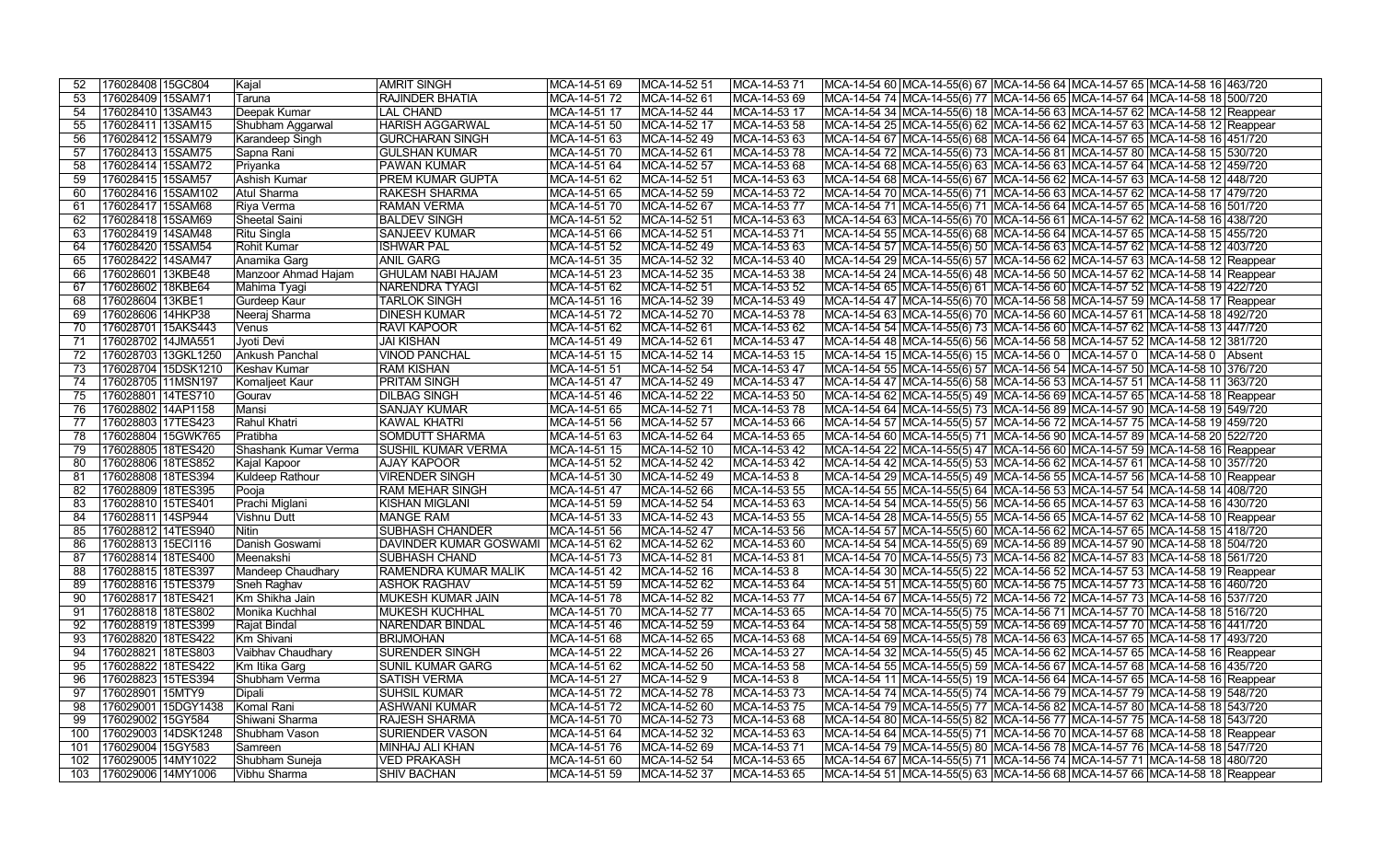| 52 | 176028408 | 15GC804 | Kajal | AMRIT SINGH | MCA-14-51 69 | MCA-14-52 51 | MCA-14-53 71 | MCA-14-54 60 | MCA-14-55(6) 67 | MCA-14-56 64 | MCA-14-57 65 | MCA-14-58 16 | 463/720 |
|---|---|---|---|---|---|---|---|---|---|---|---|---|---|
| 53 | 176028409 | 15SAM71 | Taruna | RAJINDER BHATIA | MCA-14-51 72 | MCA-14-52 61 | MCA-14-53 69 | MCA-14-54 74 | MCA-14-55(6) 77 | MCA-14-56 65 | MCA-14-57 64 | MCA-14-58 18 | 500/720 |
| 54 | 176028410 | 13SAM43 | Deepak Kumar | LAL CHAND | MCA-14-51 17 | MCA-14-52 44 | MCA-14-53 17 | MCA-14-54 34 | MCA-14-55(6) 18 | MCA-14-56 63 | MCA-14-57 62 | MCA-14-58 12 | Reappear |
| 55 | 176028411 | 13SAM15 | Shubham Aggarwal | HARISH AGGARWAL | MCA-14-51 50 | MCA-14-52 17 | MCA-14-53 58 | MCA-14-54 25 | MCA-14-55(6) 62 | MCA-14-56 62 | MCA-14-57 63 | MCA-14-58 12 | Reappear |
| 56 | 176028412 | 15SAM79 | Karandeep Singh | GURCHARAN SINGH | MCA-14-51 63 | MCA-14-52 49 | MCA-14-53 63 | MCA-14-54 67 | MCA-14-55(6) 68 | MCA-14-56 64 | MCA-14-57 65 | MCA-14-58 16 | 451/720 |
| 57 | 176028413 | 15SAM75 | Sapna Rani | GULSHAN KUMAR | MCA-14-51 70 | MCA-14-52 61 | MCA-14-53 78 | MCA-14-54 72 | MCA-14-55(6) 73 | MCA-14-56 81 | MCA-14-57 80 | MCA-14-58 15 | 530/720 |
| 58 | 176028414 | 15SAM72 | Priyanka | PAWAN KUMAR | MCA-14-51 64 | MCA-14-52 57 | MCA-14-53 68 | MCA-14-54 68 | MCA-14-55(6) 63 | MCA-14-56 63 | MCA-14-57 64 | MCA-14-58 12 | 459/720 |
| 59 | 176028415 | 15SAM57 | Ashish Kumar | PREM KUMAR GUPTA | MCA-14-51 62 | MCA-14-52 51 | MCA-14-53 63 | MCA-14-54 68 | MCA-14-55(6) 67 | MCA-14-56 62 | MCA-14-57 63 | MCA-14-58 12 | 448/720 |
| 60 | 176028416 | 15SAM102 | Atul Sharma | RAKESH SHARMA | MCA-14-51 65 | MCA-14-52 59 | MCA-14-53 72 | MCA-14-54 70 | MCA-14-55(6) 71 | MCA-14-56 63 | MCA-14-57 62 | MCA-14-58 17 | 479/720 |
| 61 | 176028417 | 15SAM68 | Riya Verma | RAMAN VERMA | MCA-14-51 70 | MCA-14-52 67 | MCA-14-53 77 | MCA-14-54 71 | MCA-14-55(6) 71 | MCA-14-56 64 | MCA-14-57 65 | MCA-14-58 16 | 501/720 |
| 62 | 176028418 | 15SAM69 | Sheetal Saini | BALDEV SINGH | MCA-14-51 52 | MCA-14-52 51 | MCA-14-53 63 | MCA-14-54 63 | MCA-14-55(6) 70 | MCA-14-56 61 | MCA-14-57 62 | MCA-14-58 16 | 438/720 |
| 63 | 176028419 | 14SAM48 | Ritu Singla | SANJEEV KUMAR | MCA-14-51 66 | MCA-14-52 51 | MCA-14-53 71 | MCA-14-54 55 | MCA-14-55(6) 68 | MCA-14-56 64 | MCA-14-57 65 | MCA-14-58 15 | 455/720 |
| 64 | 176028420 | 15SAM54 | Rohit Kumar | ISHWAR PAL | MCA-14-51 52 | MCA-14-52 49 | MCA-14-53 63 | MCA-14-54 57 | MCA-14-55(6) 50 | MCA-14-56 63 | MCA-14-57 62 | MCA-14-58 12 | 403/720 |
| 65 | 176028422 | 14SAM47 | Anamika Garg | ANIL GARG | MCA-14-51 35 | MCA-14-52 32 | MCA-14-53 40 | MCA-14-54 29 | MCA-14-55(6) 57 | MCA-14-56 62 | MCA-14-57 63 | MCA-14-58 12 | Reappear |
| 66 | 176028601 | 13KBE48 | Manzoor Ahmad Hajam | GHULAM NABI HAJAM | MCA-14-51 23 | MCA-14-52 35 | MCA-14-53 38 | MCA-14-54 24 | MCA-14-55(6) 48 | MCA-14-56 50 | MCA-14-57 62 | MCA-14-58 14 | Reappear |
| 67 | 176028602 | 18KBE64 | Mahima Tyagi | NARENDRA TYAGI | MCA-14-51 62 | MCA-14-52 51 | MCA-14-53 52 | MCA-14-54 65 | MCA-14-55(6) 61 | MCA-14-56 60 | MCA-14-57 52 | MCA-14-58 19 | 422/720 |
| 68 | 176028604 | 13KBE1 | Gurdeep Kaur | TARLOK SINGH | MCA-14-51 16 | MCA-14-52 39 | MCA-14-53 49 | MCA-14-54 47 | MCA-14-55(6) 70 | MCA-14-56 58 | MCA-14-57 59 | MCA-14-58 17 | Reappear |
| 69 | 176028606 | 14HKP38 | Neeraj Sharma | DINESH KUMAR | MCA-14-51 72 | MCA-14-52 70 | MCA-14-53 78 | MCA-14-54 63 | MCA-14-55(6) 70 | MCA-14-56 60 | MCA-14-57 61 | MCA-14-58 18 | 492/720 |
| 70 | 176028701 | 15AKS443 | Venus | RAVI KAPOOR | MCA-14-51 62 | MCA-14-52 61 | MCA-14-53 62 | MCA-14-54 54 | MCA-14-55(6) 73 | MCA-14-56 60 | MCA-14-57 62 | MCA-14-58 13 | 447/720 |
| 71 | 176028702 | 14JMA551 | Jyoti Devi | JAI KISHAN | MCA-14-51 49 | MCA-14-52 61 | MCA-14-53 47 | MCA-14-54 48 | MCA-14-55(6) 56 | MCA-14-56 58 | MCA-14-57 52 | MCA-14-58 12 | 381/720 |
| 72 | 176028703 | 13GKL1250 | Ankush Panchal | VINOD PANCHAL | MCA-14-51 15 | MCA-14-52 14 | MCA-14-53 15 | MCA-14-54 15 | MCA-14-55(6) 15 | MCA-14-56 0 | MCA-14-57 0 | MCA-14-58 0 | Absent |
| 73 | 176028704 | 15DSK1210 | Keshav Kumar | RAM KISHAN | MCA-14-51 51 | MCA-14-52 54 | MCA-14-53 47 | MCA-14-54 55 | MCA-14-55(6) 57 | MCA-14-56 54 | MCA-14-57 50 | MCA-14-58 10 | 376/720 |
| 74 | 176028705 | 11MSN197 | Komaljeet Kaur | PRITAM SINGH | MCA-14-51 47 | MCA-14-52 49 | MCA-14-53 47 | MCA-14-54 47 | MCA-14-55(6) 58 | MCA-14-56 53 | MCA-14-57 51 | MCA-14-58 11 | 363/720 |
| 75 | 176028801 | 14TES710 | Gourav | DILBAG SINGH | MCA-14-51 46 | MCA-14-52 22 | MCA-14-53 50 | MCA-14-54 62 | MCA-14-55(5) 49 | MCA-14-56 69 | MCA-14-57 65 | MCA-14-58 18 | Reappear |
| 76 | 176028802 | 14AP1158 | Mansi | SANJAY KUMAR | MCA-14-51 65 | MCA-14-52 71 | MCA-14-53 78 | MCA-14-54 64 | MCA-14-55(5) 73 | MCA-14-56 89 | MCA-14-57 90 | MCA-14-58 19 | 549/720 |
| 77 | 176028803 | 17TES423 | Rahul Khatri | KAWAL KHATRI | MCA-14-51 56 | MCA-14-52 57 | MCA-14-53 66 | MCA-14-54 57 | MCA-14-55(5) 57 | MCA-14-56 72 | MCA-14-57 75 | MCA-14-58 19 | 459/720 |
| 78 | 176028804 | 15GWK765 | Pratibha | SOMDUTT SHARMA | MCA-14-51 63 | MCA-14-52 64 | MCA-14-53 65 | MCA-14-54 60 | MCA-14-55(5) 71 | MCA-14-56 90 | MCA-14-57 89 | MCA-14-58 20 | 522/720 |
| 79 | 176028805 | 18TES420 | Shashank Kumar Verma | SUSHIL KUMAR VERMA | MCA-14-51 15 | MCA-14-52 10 | MCA-14-53 42 | MCA-14-54 22 | MCA-14-55(5) 47 | MCA-14-56 60 | MCA-14-57 59 | MCA-14-58 16 | Reappear |
| 80 | 176028806 | 18TES852 | Kajal Kapoor | AJAY KAPOOR | MCA-14-51 52 | MCA-14-52 42 | MCA-14-53 42 | MCA-14-54 42 | MCA-14-55(5) 53 | MCA-14-56 62 | MCA-14-57 61 | MCA-14-58 10 | 357/720 |
| 81 | 176028808 | 18TES394 | Kuldeep Rathour | VIRENDER SINGH | MCA-14-51 30 | MCA-14-52 49 | MCA-14-53 8 | MCA-14-54 29 | MCA-14-55(5) 49 | MCA-14-56 55 | MCA-14-57 56 | MCA-14-58 10 | Reappear |
| 82 | 176028809 | 18TES395 | Pooja | RAM MEHAR SINGH | MCA-14-51 47 | MCA-14-52 66 | MCA-14-53 55 | MCA-14-54 55 | MCA-14-55(5) 64 | MCA-14-56 53 | MCA-14-57 54 | MCA-14-58 14 | 408/720 |
| 83 | 176028810 | 15TES401 | Prachi Miglani | KISHAN MIGLANI | MCA-14-51 59 | MCA-14-52 54 | MCA-14-53 63 | MCA-14-54 54 | MCA-14-55(5) 56 | MCA-14-56 65 | MCA-14-57 63 | MCA-14-58 16 | 430/720 |
| 84 | 176028811 | 14SP944 | Vishnu Dutt | MANGE RAM | MCA-14-51 33 | MCA-14-52 43 | MCA-14-53 55 | MCA-14-54 28 | MCA-14-55(5) 55 | MCA-14-56 65 | MCA-14-57 62 | MCA-14-58 10 | Reappear |
| 85 | 176028812 | 14TES940 | Nitin | SUBHASH CHANDER | MCA-14-51 56 | MCA-14-52 47 | MCA-14-53 56 | MCA-14-54 57 | MCA-14-55(5) 60 | MCA-14-56 62 | MCA-14-57 65 | MCA-14-58 15 | 418/720 |
| 86 | 176028813 | 15ECI116 | Danish Goswami | DAVINDER KUMAR GOSWAMI | MCA-14-51 62 | MCA-14-52 62 | MCA-14-53 60 | MCA-14-54 54 | MCA-14-55(5) 69 | MCA-14-56 89 | MCA-14-57 90 | MCA-14-58 18 | 504/720 |
| 87 | 176028814 | 18TES400 | Meenakshi | SUBHASH CHAND | MCA-14-51 73 | MCA-14-52 81 | MCA-14-53 81 | MCA-14-54 70 | MCA-14-55(5) 73 | MCA-14-56 82 | MCA-14-57 83 | MCA-14-58 18 | 561/720 |
| 88 | 176028815 | 18TES397 | Mandeep Chaudhary | RAMENDRA KUMAR MALIK | MCA-14-51 42 | MCA-14-52 16 | MCA-14-53 8 | MCA-14-54 30 | MCA-14-55(5) 22 | MCA-14-56 52 | MCA-14-57 53 | MCA-14-58 19 | Reappear |
| 89 | 176028816 | 15TES379 | Sneh Raghav | ASHOK RAGHAV | MCA-14-51 59 | MCA-14-52 62 | MCA-14-53 64 | MCA-14-54 51 | MCA-14-55(5) 60 | MCA-14-56 75 | MCA-14-57 73 | MCA-14-58 16 | 460/720 |
| 90 | 176028817 | 18TES421 | Km Shikha Jain | MUKESH KUMAR JAIN | MCA-14-51 78 | MCA-14-52 82 | MCA-14-53 77 | MCA-14-54 67 | MCA-14-55(5) 72 | MCA-14-56 72 | MCA-14-57 73 | MCA-14-58 16 | 537/720 |
| 91 | 176028818 | 18TES802 | Monika Kuchhal | MUKESH KUCHHAL | MCA-14-51 70 | MCA-14-52 77 | MCA-14-53 65 | MCA-14-54 70 | MCA-14-55(5) 75 | MCA-14-56 71 | MCA-14-57 70 | MCA-14-58 18 | 516/720 |
| 92 | 176028819 | 18TES399 | Rajat Bindal | NARENDAR BINDAL | MCA-14-51 46 | MCA-14-52 59 | MCA-14-53 64 | MCA-14-54 58 | MCA-14-55(5) 59 | MCA-14-56 69 | MCA-14-57 70 | MCA-14-58 16 | 441/720 |
| 93 | 176028820 | 18TES422 | Km Shivani | BRIJMOHAN | MCA-14-51 68 | MCA-14-52 65 | MCA-14-53 68 | MCA-14-54 69 | MCA-14-55(5) 78 | MCA-14-56 63 | MCA-14-57 65 | MCA-14-58 17 | 493/720 |
| 94 | 176028821 | 18TES803 | Vaibhav Chaudhary | SURENDER SINGH | MCA-14-51 22 | MCA-14-52 26 | MCA-14-53 27 | MCA-14-54 32 | MCA-14-55(5) 45 | MCA-14-56 62 | MCA-14-57 65 | MCA-14-58 16 | Reappear |
| 95 | 176028822 | 18TES422 | Km Itika Garg | SUNIL KUMAR GARG | MCA-14-51 62 | MCA-14-52 50 | MCA-14-53 58 | MCA-14-54 55 | MCA-14-55(5) 59 | MCA-14-56 67 | MCA-14-57 68 | MCA-14-58 16 | 435/720 |
| 96 | 176028823 | 15TES394 | Shubham Verma | SATISH VERMA | MCA-14-51 27 | MCA-14-52 9 | MCA-14-53 8 | MCA-14-54 11 | MCA-14-55(5) 19 | MCA-14-56 64 | MCA-14-57 65 | MCA-14-58 16 | Reappear |
| 97 | 176028901 | 15MTY9 | Dipali | SUHSIL KUMAR | MCA-14-51 72 | MCA-14-52 78 | MCA-14-53 73 | MCA-14-54 74 | MCA-14-55(5) 74 | MCA-14-56 79 | MCA-14-57 79 | MCA-14-58 19 | 548/720 |
| 98 | 176029001 | 15DGY1438 | Komal Rani | ASHWANI KUMAR | MCA-14-51 72 | MCA-14-52 60 | MCA-14-53 75 | MCA-14-54 79 | MCA-14-55(5) 77 | MCA-14-56 82 | MCA-14-57 80 | MCA-14-58 18 | 543/720 |
| 99 | 176029002 | 15GY584 | Shiwani Sharma | RAJESH SHARMA | MCA-14-51 70 | MCA-14-52 73 | MCA-14-53 68 | MCA-14-54 80 | MCA-14-55(5) 82 | MCA-14-56 77 | MCA-14-57 75 | MCA-14-58 18 | 543/720 |
| 100 | 176029003 | 14DSK1248 | Shubham Vason | SURIENDER VASON | MCA-14-51 64 | MCA-14-52 32 | MCA-14-53 63 | MCA-14-54 64 | MCA-14-55(5) 71 | MCA-14-56 70 | MCA-14-57 68 | MCA-14-58 16 | Reappear |
| 101 | 176029004 | 15GY583 | Samreen | MINHAJ ALI KHAN | MCA-14-51 76 | MCA-14-52 69 | MCA-14-53 71 | MCA-14-54 79 | MCA-14-55(5) 80 | MCA-14-56 78 | MCA-14-57 76 | MCA-14-58 18 | 547/720 |
| 102 | 176029005 | 14MY1022 | Shubham Suneja | VED PRAKASH | MCA-14-51 60 | MCA-14-52 54 | MCA-14-53 65 | MCA-14-54 67 | MCA-14-55(5) 71 | MCA-14-56 74 | MCA-14-57 71 | MCA-14-58 18 | 480/720 |
| 103 | 176029006 | 14MY1006 | Vibhu Sharma | SHIV BACHAN | MCA-14-51 59 | MCA-14-52 37 | MCA-14-53 65 | MCA-14-54 51 | MCA-14-55(5) 63 | MCA-14-56 68 | MCA-14-57 66 | MCA-14-58 18 | Reappear |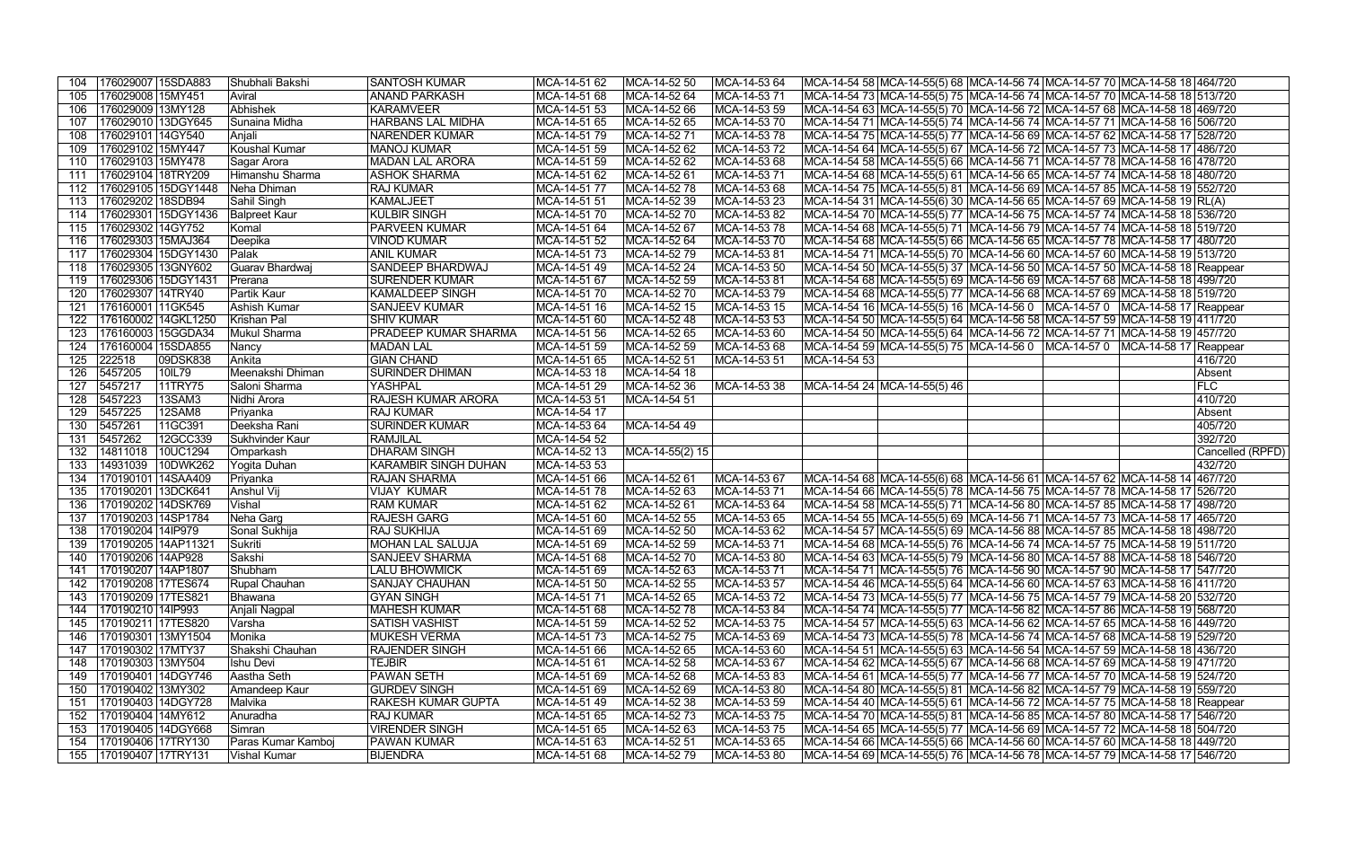| | | | | | | | | | | | | | |
|---|---|---|---|---|---|---|---|---|---|---|---|---|---|
| 104 | 176029007 | 15SDA883 | Shubhali Bakshi | SANTOSH KUMAR | MCA-14-51 62 | MCA-14-52 50 | MCA-14-53 64 | MCA-14-54 58 | MCA-14-55(5) 68 | MCA-14-56 74 | MCA-14-57 70 | MCA-14-58 18 | 464/720 |
| 105 | 176029008 | 15MY451 | Aviral | ANAND PARKASH | MCA-14-51 68 | MCA-14-52 64 | MCA-14-53 71 | MCA-14-54 73 | MCA-14-55(5) 75 | MCA-14-56 74 | MCA-14-57 70 | MCA-14-58 18 | 513/720 |
| 106 | 176029009 | 13MY128 | Abhishek | KARAMVEER | MCA-14-51 53 | MCA-14-52 66 | MCA-14-53 59 | MCA-14-54 63 | MCA-14-55(5) 70 | MCA-14-56 72 | MCA-14-57 68 | MCA-14-58 18 | 469/720 |
| 107 | 176029010 | 13DGY645 | Sunaina Midha | HARBANS LAL MIDHA | MCA-14-51 65 | MCA-14-52 65 | MCA-14-53 70 | MCA-14-54 71 | MCA-14-55(5) 74 | MCA-14-56 74 | MCA-14-57 71 | MCA-14-58 16 | 506/720 |
| 108 | 176029101 | 14GY540 | Anjali | NARENDER KUMAR | MCA-14-51 79 | MCA-14-52 71 | MCA-14-53 78 | MCA-14-54 75 | MCA-14-55(5) 77 | MCA-14-56 69 | MCA-14-57 62 | MCA-14-58 17 | 528/720 |
| 109 | 176029102 | 15MY447 | Koushal Kumar | MANOJ KUMAR | MCA-14-51 59 | MCA-14-52 62 | MCA-14-53 72 | MCA-14-54 64 | MCA-14-55(5) 67 | MCA-14-56 72 | MCA-14-57 73 | MCA-14-58 17 | 486/720 |
| 110 | 176029103 | 15MY478 | Sagar Arora | MADAN LAL ARORA | MCA-14-51 59 | MCA-14-52 62 | MCA-14-53 68 | MCA-14-54 58 | MCA-14-55(5) 66 | MCA-14-56 71 | MCA-14-57 78 | MCA-14-58 16 | 478/720 |
| 111 | 176029104 | 18TRY209 | Himanshu Sharma | ASHOK SHARMA | MCA-14-51 62 | MCA-14-52 61 | MCA-14-53 71 | MCA-14-54 68 | MCA-14-55(5) 61 | MCA-14-56 65 | MCA-14-57 74 | MCA-14-58 18 | 480/720 |
| 112 | 176029105 | 15DGY1448 | Neha Dhiman | RAJ KUMAR | MCA-14-51 77 | MCA-14-52 78 | MCA-14-53 68 | MCA-14-54 75 | MCA-14-55(5) 81 | MCA-14-56 69 | MCA-14-57 85 | MCA-14-58 19 | 552/720 |
| 113 | 176029202 | 18SDB94 | Sahil Singh | KAMALJEET | MCA-14-51 51 | MCA-14-52 39 | MCA-14-53 23 | MCA-14-54 31 | MCA-14-55(6) 30 | MCA-14-56 65 | MCA-14-57 69 | MCA-14-58 19 | RL(A) |
| 114 | 176029301 | 15DGY1436 | Balpreet Kaur | KULBIR SINGH | MCA-14-51 70 | MCA-14-52 70 | MCA-14-53 82 | MCA-14-54 70 | MCA-14-55(5) 77 | MCA-14-56 75 | MCA-14-57 74 | MCA-14-58 18 | 536/720 |
| 115 | 176029302 | 14GY752 | Komal | PARVEEN KUMAR | MCA-14-51 64 | MCA-14-52 67 | MCA-14-53 78 | MCA-14-54 68 | MCA-14-55(5) 71 | MCA-14-56 79 | MCA-14-57 74 | MCA-14-58 18 | 519/720 |
| 116 | 176029303 | 15MAJ364 | Deepika | VINOD KUMAR | MCA-14-51 52 | MCA-14-52 64 | MCA-14-53 70 | MCA-14-54 68 | MCA-14-55(5) 66 | MCA-14-56 65 | MCA-14-57 78 | MCA-14-58 17 | 480/720 |
| 117 | 176029304 | 15DGY1430 | Palak | ANIL KUMAR | MCA-14-51 73 | MCA-14-52 79 | MCA-14-53 81 | MCA-14-54 71 | MCA-14-55(5) 70 | MCA-14-56 60 | MCA-14-57 60 | MCA-14-58 19 | 513/720 |
| 118 | 176029305 | 13GNY602 | Guarav Bhardwaj | SANDEEP BHARDWAJ | MCA-14-51 49 | MCA-14-52 24 | MCA-14-53 50 | MCA-14-54 50 | MCA-14-55(5) 37 | MCA-14-56 50 | MCA-14-57 50 | MCA-14-58 18 | Reappear |
| 119 | 176029306 | 15DGY1431 | Prerana | SURENDER KUMAR | MCA-14-51 67 | MCA-14-52 59 | MCA-14-53 81 | MCA-14-54 68 | MCA-14-55(5) 69 | MCA-14-56 69 | MCA-14-57 68 | MCA-14-58 18 | 499/720 |
| 120 | 176029307 | 14TRY40 | Partik Kaur | KAMALDEEP SINGH | MCA-14-51 70 | MCA-14-52 70 | MCA-14-53 79 | MCA-14-54 68 | MCA-14-55(5) 77 | MCA-14-56 68 | MCA-14-57 69 | MCA-14-58 18 | 519/720 |
| 121 | 176160001 | 11GK545 | Ashish Kumar | SANJEEV KUMAR | MCA-14-51 16 | MCA-14-52 15 | MCA-14-53 15 | MCA-14-54 16 | MCA-14-55(5) 16 | MCA-14-56 0 | MCA-14-57 0 | MCA-14-58 17 | Reappear |
| 122 | 176160002 | 14GKL1250 | Krishan Pal | SHIV KUMAR | MCA-14-51 60 | MCA-14-52 48 | MCA-14-53 53 | MCA-14-54 50 | MCA-14-55(5) 64 | MCA-14-56 58 | MCA-14-57 59 | MCA-14-58 19 | 411/720 |
| 123 | 176160003 | 15GGDA34 | Mukul Sharma | PRADEEP KUMAR SHARMA | MCA-14-51 56 | MCA-14-52 65 | MCA-14-53 60 | MCA-14-54 50 | MCA-14-55(5) 64 | MCA-14-56 72 | MCA-14-57 71 | MCA-14-58 19 | 457/720 |
| 124 | 176160004 | 15SDA855 | Nancy | MADAN LAL | MCA-14-51 59 | MCA-14-52 59 | MCA-14-53 68 | MCA-14-54 59 | MCA-14-55(5) 75 | MCA-14-56 0 | MCA-14-57 0 | MCA-14-58 17 | Reappear |
| 125 | 222518 | 09DSK838 | Ankita | GIAN CHAND | MCA-14-51 65 | MCA-14-52 51 | MCA-14-53 51 | MCA-14-54 53 | | | | | 416/720 |
| 126 | 5457205 | 10IL79 | Meenakshi Dhiman | SURINDER DHIMAN | MCA-14-53 18 | MCA-14-54 18 | | | | | | | Absent |
| 127 | 5457217 | 11TRY75 | Saloni Sharma | YASHPAL | MCA-14-51 29 | MCA-14-52 36 | MCA-14-53 38 | MCA-14-54 24 | MCA-14-55(5) 46 | | | | FLC |
| 128 | 5457223 | 13SAM3 | Nidhi Arora | RAJESH KUMAR ARORA | MCA-14-53 51 | MCA-14-54 51 | | | | | | | 410/720 |
| 129 | 5457225 | 12SAM8 | Priyanka | RAJ KUMAR | MCA-14-54 17 | | | | | | | | Absent |
| 130 | 5457261 | 11GC391 | Deeksha Rani | SURINDER KUMAR | MCA-14-53 64 | MCA-14-54 49 | | | | | | | 405/720 |
| 131 | 5457262 | 12GCC339 | Sukhvinder Kaur | RAMJILAL | MCA-14-54 52 | | | | | | | | 392/720 |
| 132 | 14811018 | 10UC1294 | Omparkash | DHARAM SINGH | MCA-14-52 13 | MCA-14-55(2) 15 | | | | | | | Cancelled (RPFD) |
| 133 | 14931039 | 10DWK262 | Yogita Duhan | KARAMBIR SINGH DUHAN | MCA-14-53 53 | | | | | | | | 432/720 |
| 134 | 170190101 | 14SAA409 | Priyanka | RAJAN SHARMA | MCA-14-51 66 | MCA-14-52 61 | MCA-14-53 67 | MCA-14-54 68 | MCA-14-55(6) 68 | MCA-14-56 61 | MCA-14-57 62 | MCA-14-58 14 | 467/720 |
| 135 | 170190201 | 13DCK641 | Anshul Vij | VIJAY KUMAR | MCA-14-51 78 | MCA-14-52 63 | MCA-14-53 71 | MCA-14-54 66 | MCA-14-55(5) 78 | MCA-14-56 75 | MCA-14-57 78 | MCA-14-58 17 | 526/720 |
| 136 | 170190202 | 14DSK769 | Vishal | RAM KUMAR | MCA-14-51 62 | MCA-14-52 61 | MCA-14-53 64 | MCA-14-54 58 | MCA-14-55(5) 71 | MCA-14-56 80 | MCA-14-57 85 | MCA-14-58 17 | 498/720 |
| 137 | 170190203 | 14SP1784 | Neha Garg | RAJESH GARG | MCA-14-51 60 | MCA-14-52 55 | MCA-14-53 65 | MCA-14-54 55 | MCA-14-55(5) 69 | MCA-14-56 71 | MCA-14-57 73 | MCA-14-58 17 | 465/720 |
| 138 | 170190204 | 14IP979 | Sonal Sukhija | RAJ SUKHIJA | MCA-14-51 69 | MCA-14-52 50 | MCA-14-53 62 | MCA-14-54 57 | MCA-14-55(5) 69 | MCA-14-56 88 | MCA-14-57 85 | MCA-14-58 18 | 498/720 |
| 139 | 170190205 | 14AP11321 | Sukriti | MOHAN LAL SALUJA | MCA-14-51 69 | MCA-14-52 59 | MCA-14-53 71 | MCA-14-54 68 | MCA-14-55(5) 76 | MCA-14-56 74 | MCA-14-57 75 | MCA-14-58 19 | 511/720 |
| 140 | 170190206 | 14AP928 | Sakshi | SANJEEV SHARMA | MCA-14-51 68 | MCA-14-52 70 | MCA-14-53 80 | MCA-14-54 63 | MCA-14-55(5) 79 | MCA-14-56 80 | MCA-14-57 88 | MCA-14-58 18 | 546/720 |
| 141 | 170190207 | 14AP1807 | Shubham | LALU BHOWMICK | MCA-14-51 69 | MCA-14-52 63 | MCA-14-53 71 | MCA-14-54 71 | MCA-14-55(5) 76 | MCA-14-56 90 | MCA-14-57 90 | MCA-14-58 17 | 547/720 |
| 142 | 170190208 | 17TES674 | Rupal Chauhan | SANJAY CHAUHAN | MCA-14-51 50 | MCA-14-52 55 | MCA-14-53 57 | MCA-14-54 46 | MCA-14-55(5) 64 | MCA-14-56 60 | MCA-14-57 63 | MCA-14-58 16 | 411/720 |
| 143 | 170190209 | 17TES821 | Bhawana | GYAN SINGH | MCA-14-51 71 | MCA-14-52 65 | MCA-14-53 72 | MCA-14-54 73 | MCA-14-55(5) 77 | MCA-14-56 75 | MCA-14-57 79 | MCA-14-58 20 | 532/720 |
| 144 | 170190210 | 14IP993 | Anjali Nagpal | MAHESH KUMAR | MCA-14-51 68 | MCA-14-52 78 | MCA-14-53 84 | MCA-14-54 74 | MCA-14-55(5) 77 | MCA-14-56 82 | MCA-14-57 86 | MCA-14-58 19 | 568/720 |
| 145 | 170190211 | 17TES820 | Varsha | SATISH VASHIST | MCA-14-51 59 | MCA-14-52 52 | MCA-14-53 75 | MCA-14-54 57 | MCA-14-55(5) 63 | MCA-14-56 62 | MCA-14-57 65 | MCA-14-58 16 | 449/720 |
| 146 | 170190301 | 13MY1504 | Monika | MUKESH VERMA | MCA-14-51 73 | MCA-14-52 75 | MCA-14-53 69 | MCA-14-54 73 | MCA-14-55(5) 78 | MCA-14-56 74 | MCA-14-57 68 | MCA-14-58 19 | 529/720 |
| 147 | 170190302 | 17MTY37 | Shakshi Chauhan | RAJENDER SINGH | MCA-14-51 66 | MCA-14-52 65 | MCA-14-53 60 | MCA-14-54 51 | MCA-14-55(5) 63 | MCA-14-56 54 | MCA-14-57 59 | MCA-14-58 18 | 436/720 |
| 148 | 170190303 | 13MY504 | Ishu Devi | TEJBIR | MCA-14-51 61 | MCA-14-52 58 | MCA-14-53 67 | MCA-14-54 62 | MCA-14-55(5) 67 | MCA-14-56 68 | MCA-14-57 69 | MCA-14-58 19 | 471/720 |
| 149 | 170190401 | 14DGY746 | Aastha Seth | PAWAN SETH | MCA-14-51 69 | MCA-14-52 68 | MCA-14-53 83 | MCA-14-54 61 | MCA-14-55(5) 77 | MCA-14-56 77 | MCA-14-57 70 | MCA-14-58 19 | 524/720 |
| 150 | 170190402 | 13MY302 | Amandeep Kaur | GURDEV SINGH | MCA-14-51 69 | MCA-14-52 69 | MCA-14-53 80 | MCA-14-54 80 | MCA-14-55(5) 81 | MCA-14-56 82 | MCA-14-57 79 | MCA-14-58 19 | 559/720 |
| 151 | 170190403 | 14DGY728 | Malvika | RAKESH KUMAR GUPTA | MCA-14-51 49 | MCA-14-52 38 | MCA-14-53 59 | MCA-14-54 40 | MCA-14-55(5) 61 | MCA-14-56 72 | MCA-14-57 75 | MCA-14-58 18 | Reappear |
| 152 | 170190404 | 14MY612 | Anuradha | RAJ KUMAR | MCA-14-51 65 | MCA-14-52 73 | MCA-14-53 75 | MCA-14-54 70 | MCA-14-55(5) 81 | MCA-14-56 85 | MCA-14-57 80 | MCA-14-58 17 | 546/720 |
| 153 | 170190405 | 14DGY668 | Simran | VIRENDER SINGH | MCA-14-51 65 | MCA-14-52 63 | MCA-14-53 75 | MCA-14-54 65 | MCA-14-55(5) 77 | MCA-14-56 69 | MCA-14-57 72 | MCA-14-58 18 | 504/720 |
| 154 | 170190406 | 17TRY130 | Paras Kumar Kamboj | PAWAN KUMAR | MCA-14-51 63 | MCA-14-52 51 | MCA-14-53 65 | MCA-14-54 66 | MCA-14-55(5) 66 | MCA-14-56 60 | MCA-14-57 60 | MCA-14-58 18 | 449/720 |
| 155 | 170190407 | 17TRY131 | Vishal Kumar | BIJENDRA | MCA-14-51 68 | MCA-14-52 79 | MCA-14-53 80 | MCA-14-54 69 | MCA-14-55(5) 76 | MCA-14-56 78 | MCA-14-57 79 | MCA-14-58 17 | 546/720 |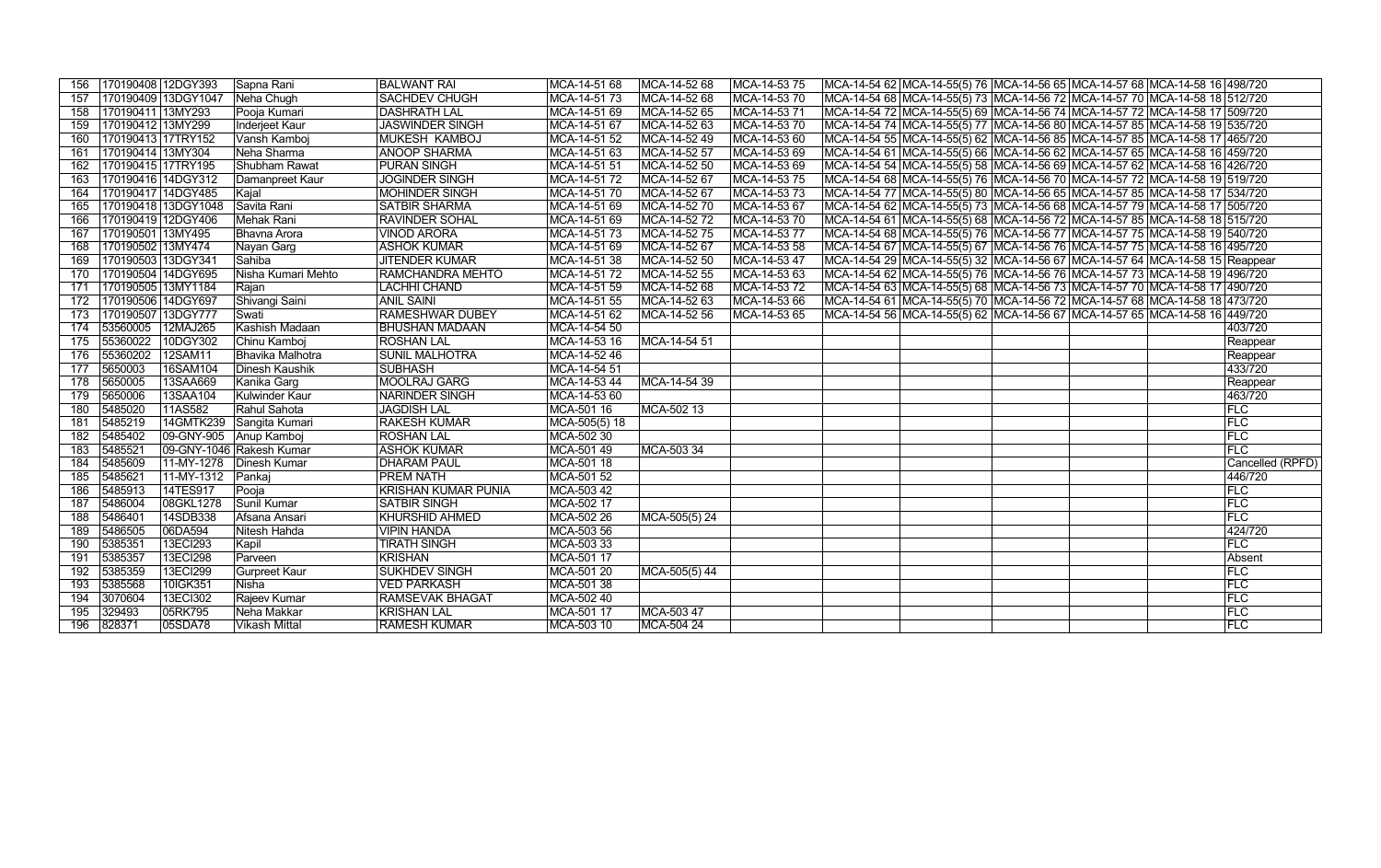| | | | | | | | | | | | | | |
|---|---|---|---|---|---|---|---|---|---|---|---|---|---|
| 156 | 170190408 | 12DGY393 | Sapna Rani | BALWANT RAI | MCA-14-51 68 | MCA-14-52 68 | MCA-14-53 75 | MCA-14-54 62 | MCA-14-55(5) 76 | MCA-14-56 65 | MCA-14-57 68 | MCA-14-58 16 | 498/720 |
| 157 | 170190409 | 13DGY1047 | Neha Chugh | SACHDEV CHUGH | MCA-14-51 73 | MCA-14-52 68 | MCA-14-53 70 | MCA-14-54 68 | MCA-14-55(5) 73 | MCA-14-56 72 | MCA-14-57 70 | MCA-14-58 18 | 512/720 |
| 158 | 170190411 | 13MY293 | Pooja Kumari | DASHRATH LAL | MCA-14-51 69 | MCA-14-52 65 | MCA-14-53 71 | MCA-14-54 72 | MCA-14-55(5) 69 | MCA-14-56 74 | MCA-14-57 72 | MCA-14-58 17 | 509/720 |
| 159 | 170190412 | 13MY299 | Inderjeet Kaur | JASWINDER SINGH | MCA-14-51 67 | MCA-14-52 63 | MCA-14-53 70 | MCA-14-54 74 | MCA-14-55(5) 77 | MCA-14-56 80 | MCA-14-57 85 | MCA-14-58 19 | 535/720 |
| 160 | 170190413 | 17TRY152 | Vansh Kamboj | MUKESH KAMBOJ | MCA-14-51 52 | MCA-14-52 49 | MCA-14-53 60 | MCA-14-54 55 | MCA-14-55(5) 62 | MCA-14-56 85 | MCA-14-57 85 | MCA-14-58 17 | 465/720 |
| 161 | 170190414 | 13MY304 | Neha Sharma | ANOOP SHARMA | MCA-14-51 63 | MCA-14-52 57 | MCA-14-53 69 | MCA-14-54 61 | MCA-14-55(5) 66 | MCA-14-56 62 | MCA-14-57 65 | MCA-14-58 16 | 459/720 |
| 162 | 170190415 | 17TRY195 | Shubham Rawat | PURAN SINGH | MCA-14-51 51 | MCA-14-52 50 | MCA-14-53 69 | MCA-14-54 54 | MCA-14-55(5) 58 | MCA-14-56 69 | MCA-14-57 62 | MCA-14-58 16 | 426/720 |
| 163 | 170190416 | 14DGY312 | Damanpreet Kaur | JOGINDER SINGH | MCA-14-51 72 | MCA-14-52 67 | MCA-14-53 75 | MCA-14-54 68 | MCA-14-55(5) 76 | MCA-14-56 70 | MCA-14-57 72 | MCA-14-58 19 | 519/720 |
| 164 | 170190417 | 14DGY485 | Kajal | MOHINDER SINGH | MCA-14-51 70 | MCA-14-52 67 | MCA-14-53 73 | MCA-14-54 77 | MCA-14-55(5) 80 | MCA-14-56 65 | MCA-14-57 85 | MCA-14-58 17 | 534/720 |
| 165 | 170190418 | 13DGY1048 | Savita Rani | SATBIR SHARMA | MCA-14-51 69 | MCA-14-52 70 | MCA-14-53 67 | MCA-14-54 62 | MCA-14-55(5) 73 | MCA-14-56 68 | MCA-14-57 79 | MCA-14-58 17 | 505/720 |
| 166 | 170190419 | 12DGY406 | Mehak Rani | RAVINDER SOHAL | MCA-14-51 69 | MCA-14-52 72 | MCA-14-53 70 | MCA-14-54 61 | MCA-14-55(5) 68 | MCA-14-56 72 | MCA-14-57 85 | MCA-14-58 18 | 515/720 |
| 167 | 170190501 | 13MY495 | Bhavna Arora | VINOD ARORA | MCA-14-51 73 | MCA-14-52 75 | MCA-14-53 77 | MCA-14-54 68 | MCA-14-55(5) 76 | MCA-14-56 77 | MCA-14-57 75 | MCA-14-58 19 | 540/720 |
| 168 | 170190502 | 13MY474 | Nayan Garg | ASHOK KUMAR | MCA-14-51 69 | MCA-14-52 67 | MCA-14-53 58 | MCA-14-54 67 | MCA-14-55(5) 67 | MCA-14-56 76 | MCA-14-57 75 | MCA-14-58 16 | 495/720 |
| 169 | 170190503 | 13DGY341 | Sahiba | JITENDER KUMAR | MCA-14-51 38 | MCA-14-52 50 | MCA-14-53 47 | MCA-14-54 29 | MCA-14-55(5) 32 | MCA-14-56 67 | MCA-14-57 64 | MCA-14-58 15 | Reappear |
| 170 | 170190504 | 14DGY695 | Nisha Kumari Mehto | RAMCHANDRA MEHTO | MCA-14-51 72 | MCA-14-52 55 | MCA-14-53 63 | MCA-14-54 62 | MCA-14-55(5) 76 | MCA-14-56 76 | MCA-14-57 73 | MCA-14-58 19 | 496/720 |
| 171 | 170190505 | 13MY1184 | Rajan | LACHHI CHAND | MCA-14-51 59 | MCA-14-52 68 | MCA-14-53 72 | MCA-14-54 63 | MCA-14-55(5) 68 | MCA-14-56 73 | MCA-14-57 70 | MCA-14-58 17 | 490/720 |
| 172 | 170190506 | 14DGY697 | Shivangi Saini | ANIL SAINI | MCA-14-51 55 | MCA-14-52 63 | MCA-14-53 66 | MCA-14-54 61 | MCA-14-55(5) 70 | MCA-14-56 72 | MCA-14-57 68 | MCA-14-58 18 | 473/720 |
| 173 | 170190507 | 13DGY777 | Swati | RAMESHWAR DUBEY | MCA-14-51 62 | MCA-14-52 56 | MCA-14-53 65 | MCA-14-54 56 | MCA-14-55(5) 62 | MCA-14-56 67 | MCA-14-57 65 | MCA-14-58 16 | 449/720 |
| 174 | 53560005 | 12MAJ265 | Kashish Madaan | BHUSHAN MADAAN | MCA-14-54 50 | | | | | | | | 403/720 |
| 175 | 55360022 | 10DGY302 | Chinu Kamboj | ROSHAN LAL | MCA-14-53 16 | MCA-14-54 51 | | | | | | | Reappear |
| 176 | 55360202 | 12SAM11 | Bhavika Malhotra | SUNIL MALHOTRA | MCA-14-52 46 | | | | | | | | Reappear |
| 177 | 5650003 | 16SAM104 | Dinesh Kaushik | SUBHASH | MCA-14-54 51 | | | | | | | | 433/720 |
| 178 | 5650005 | 13SAA669 | Kanika Garg | MOOLRAJ GARG | MCA-14-53 44 | MCA-14-54 39 | | | | | | | Reappear |
| 179 | 5650006 | 13SAA104 | Kulwinder Kaur | NARINDER SINGH | MCA-14-53 60 | | | | | | | | 463/720 |
| 180 | 5485020 | 11AS582 | Rahul Sahota | JAGDISH LAL | MCA-501 16 | MCA-502 13 | | | | | | | FLC |
| 181 | 5485219 | 14GMTK239 | Sangita Kumari | RAKESH KUMAR | MCA-505(5) 18 | | | | | | | | FLC |
| 182 | 5485402 | 09-GNY-905 | Anup Kamboj | ROSHAN LAL | MCA-502 30 | | | | | | | | FLC |
| 183 | 5485521 | 09-GNY-1046 | Rakesh Kumar | ASHOK KUMAR | MCA-501 49 | MCA-503 34 | | | | | | | FLC |
| 184 | 5485609 | 11-MY-1278 | Dinesh Kumar | DHARAM PAUL | MCA-501 18 | | | | | | | | Cancelled (RPFD) |
| 185 | 5485621 | 11-MY-1312 | Pankaj | PREM NATH | MCA-501 52 | | | | | | | | 446/720 |
| 186 | 5485913 | 14TES917 | Pooja | KRISHAN KUMAR PUNIA | MCA-503 42 | | | | | | | | FLC |
| 187 | 5486004 | 08GKL1278 | Sunil Kumar | SATBIR SINGH | MCA-502 17 | | | | | | | | FLC |
| 188 | 5486401 | 14SDB338 | Afsana Ansari | KHURSHID AHMED | MCA-502 26 | MCA-505(5) 24 | | | | | | | FLC |
| 189 | 5486505 | 06DA594 | Nitesh Hahda | VIPIN HANDA | MCA-503 56 | | | | | | | | 424/720 |
| 190 | 5385351 | 13ECI293 | Kapil | TIRATH SINGH | MCA-503 33 | | | | | | | | FLC |
| 191 | 5385357 | 13ECI298 | Parveen | KRISHAN | MCA-501 17 | | | | | | | | Absent |
| 192 | 5385359 | 13ECI299 | Gurpreet Kaur | SUKHDEV SINGH | MCA-501 20 | MCA-505(5) 44 | | | | | | | FLC |
| 193 | 5385568 | 10IGK351 | Nisha | VED PARKASH | MCA-501 38 | | | | | | | | FLC |
| 194 | 3070604 | 13ECI302 | Rajeev Kumar | RAMSEVAK BHAGAT | MCA-502 40 | | | | | | | | FLC |
| 195 | 329493 | 05RK795 | Neha Makkar | KRISHAN LAL | MCA-501 17 | MCA-503 47 | | | | | | | FLC |
| 196 | 828371 | 05SDA78 | Vikash Mittal | RAMESH KUMAR | MCA-503 10 | MCA-504 24 | | | | | | | FLC |